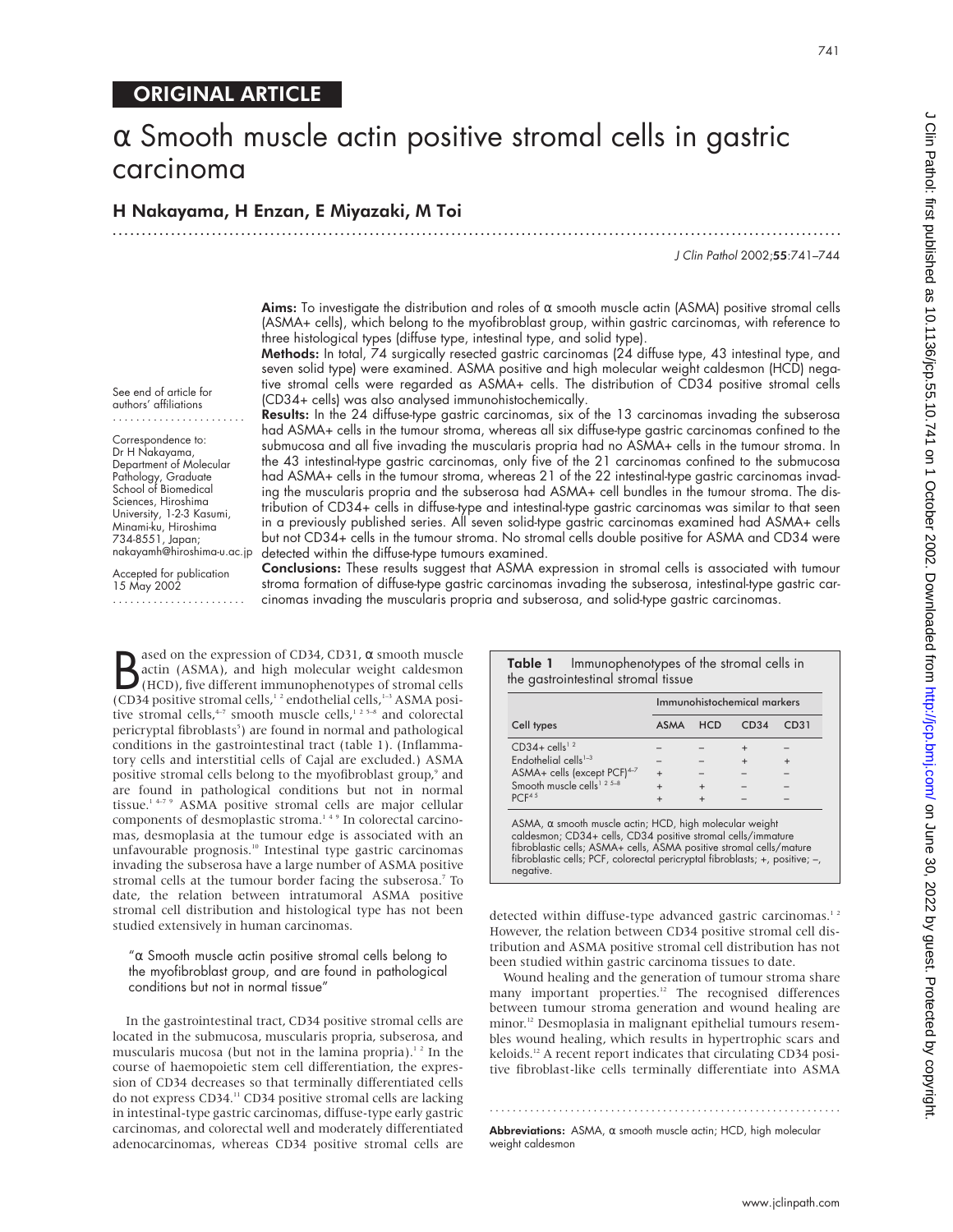ORIGINAL ARTICLE

# α Smooth muscle actin positive stromal cells in gastric carcinoma

## H Nakayama, H Enzan, E Miyazaki, M Toi

*J Clin Pathol* 2002;**55**:741–744

See end of article for authors' affiliations

Correspondence to: Dr H Nakayama, Department of Molecular Pathology, Graduate School of Biomedical Sciences, Hiroshima University, 1-2-3 Kasumi, Minami-ku, Hiroshima 734-8551, Japan; nakayamh@hiroshima-u.ac.jp

Accepted for publication 15 May 2002

**Aims:** To investigate the distribution and roles of α smooth muscle actin (ASMA) positive stromal cells (ASMA+ cells), which belong to the myofibroblast group, within gastric carcinomas, with reference to three histological types (diffuse type, intestinal type, and solid type).

**Methods:** In total, 74 surgically resected gastric carcinomas (24 diffuse type, 43 intestinal type, and seven solid type) were examined. ASMA positive and high molecular weight caldesmon (HCD) negative stromal cells were regarded as ASMA+ cells. The distribution of CD34 positive stromal cells (CD34+ cells) was also analysed immunohistochemically.

**Results:** In the 24 diffuse-type gastric carcinomas, six of the 13 carcinomas invading the subserosa had ASMA+ cells in the tumour stroma, whereas all six diffuse-type gastric carcinomas confined to the submucosa and all five invading the muscularis propria had no ASMA+ cells in the tumour stroma. In the 43 intestinal-type gastric carcinomas, only five of the 21 carcinomas confined to the submucosa had ASMA+ cells in the tumour stroma, whereas 21 of the 22 intestinal-type gastric carcinomas invading the muscularis propria and the subserosa had ASMA+ cell bundles in the tumour stroma. The distribution of CD34+ cells in diffuse-type and intestinal-type gastric carcinomas was similar to that seen in a previously published series. All seven solid-type gastric carcinomas examined had ASMA+ cells but not CD34+ cells in the tumour stroma. No stromal cells double positive for ASMA and CD34 were detected within the diffuse-type tumours examined.

**Conclusions:** These results suggest that ASMA expression in stromal cells is associated with tumour stroma formation of diffuse-type gastric carcinomas invading the subserosa, intestinal-type gastric carcinomas invading the muscularis propria and subserosa, and solid-type gastric carcinomas.

Based on the expression of CD34, CD31, α smooth muscle actin (ASMA), and high molecular weight caldesmon (HCD), five different immunophenotypes of stromal cells (CD34 positive stromal cells,[1,2] endothelial cells,[1–3] ASMA positive stromal cells,[4–7] smooth muscle cells,[1,2,5–8] and colorectal pericryptal fibroblasts[5]) are found in normal and pathological conditions in the gastrointestinal tract (table 1). (Inflammatory cells and interstitial cells of Cajal are excluded.) ASMA positive stromal cells belong to the myofibroblast group,[9] and are found in pathological conditions but not in normal tissue.[1,4–7,9] ASMA positive stromal cells are major cellular components of desmoplastic stroma.[1,4,9] In colorectal carcinomas, desmoplasia at the tumour edge is associated with an unfavourable prognosis.[10] Intestinal type gastric carcinomas invading the subserosa have a large number of ASMA positive stromal cells at the tumour border facing the subserosa.[7] To date, the relation between intratumoral ASMA positive stromal cell distribution and histological type has not been studied extensively in human carcinomas.

> "α Smooth muscle actin positive stromal cells belong to the myofibroblast group, and are found in pathological conditions but not in normal tissue"

In the gastrointestinal tract, CD34 positive stromal cells are located in the submucosa, muscularis propria, subserosa, and muscularis mucosa (but not in the lamina propria).[1,2] In the course of haemopoietic stem cell differentiation, the expression of CD34 decreases so that terminally differentiated cells do not express CD34.[11] CD34 positive stromal cells are lacking in intestinal-type gastric carcinomas, diffuse-type early gastric carcinomas, and colorectal well and moderately differentiated adenocarcinomas, whereas CD34 positive stromal cells are detected within diffuse-type advanced gastric carcinomas.[1,2] However, the relation between CD34 positive stromal cell distribution and ASMA positive stromal cell distribution has not been studied within gastric carcinoma tissues to date.

**Table 1** Immunophenotypes of the stromal cells in the gastrointestinal stromal tissue

| | Immunohistochemical markers | | | |
|---|---|---|---|---|
| Cell types | ASMA | HCD | CD34 | CD31 |
| CD34+ cells[1,2] | − | − | + | − |
| Endothelial cells[1–3] | − | − | + | + |
| ASMA+ cells (except PCF)[4–7] | + | − | − | − |
| Smooth muscle cells[1,2,5–8] | + | + | − | − |
| PCF[4,5] | + | + | − | − |

ASMA, α smooth muscle actin; HCD, high molecular weight caldesmon; CD34+ cells, CD34 positive stromal cells/immature fibroblastic cells; ASMA+ cells, ASMA positive stromal cells/mature fibroblastic cells; PCF, colorectal pericryptal fibroblasts; +, positive; −, negative.

Wound healing and the generation of tumour stroma share many important properties.[12] The recognised differences between tumour stroma generation and wound healing are minor.[12] Desmoplasia in malignant epithelial tumours resembles wound healing, which results in hypertrophic scars and keloids.[12] A recent report indicates that circulating CD34 positive fibroblast-like cells terminally differentiate into ASMA

**Abbreviations:** ASMA, α smooth muscle actin; HCD, high molecular weight caldesmon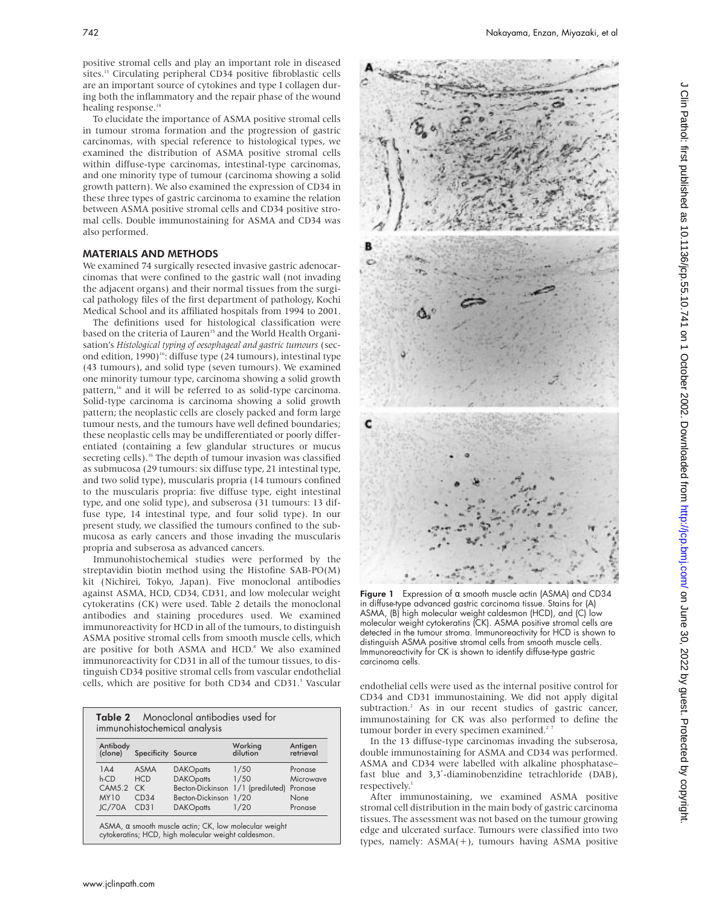positive stromal cells and play an important role in diseased sites.[13] Circulating peripheral CD34 positive fibroblastic cells are an important source of cytokines and type I collagen during both the inflammatory and the repair phase of the wound healing response.[14]

To elucidate the importance of ASMA positive stromal cells in tumour stroma formation and the progression of gastric carcinomas, with special reference to histological types, we examined the distribution of ASMA positive stromal cells within diffuse-type carcinomas, intestinal-type carcinomas, and one minority type of tumour (carcinoma showing a solid growth pattern). We also examined the expression of CD34 in these three types of gastric carcinoma to examine the relation between ASMA positive stromal cells and CD34 positive stromal cells. Double immunostaining for ASMA and CD34 was also performed.

## MATERIALS AND METHODS

We examined 74 surgically resected invasive gastric adenocarcinomas that were confined to the gastric wall (not invading the adjacent organs) and their normal tissues from the surgical pathology files of the first department of pathology, Kochi Medical School and its affiliated hospitals from 1994 to 2001.

The definitions used for histological classification were based on the criteria of Lauren[15] and the World Health Organisation's *Histological typing of oesophageal and gastric tumours* (second edition, 1990)[16]: diffuse type (24 tumours), intestinal type (43 tumours), and solid type (seven tumours). We examined one minority tumour type, carcinoma showing a solid growth pattern,[16] and it will be referred to as solid-type carcinoma. Solid-type carcinoma is carcinoma showing a solid growth pattern; the neoplastic cells are closely packed and form large tumour nests, and the tumours have well defined boundaries; these neoplastic cells may be undifferentiated or poorly differentiated (containing a few glandular structures or mucus secreting cells).[16] The depth of tumour invasion was classified as submucosa (29 tumours: six diffuse type, 21 intestinal type, and two solid type), muscularis propria (14 tumours confined to the muscularis propria: five diffuse type, eight intestinal type, and one solid type), and subserosa (31 tumours: 13 diffuse type, 14 intestinal type, and four solid type). In our present study, we classified the tumours confined to the submucosa as early cancers and those invading the muscularis propria and subserosa as advanced cancers.

Immunohistochemical studies were performed by the streptavidin biotin method using the Histofine SAB-PO(M) kit (Nichirei, Tokyo, Japan). Five monoclonal antibodies against ASMA, HCD, CD34, CD31, and low molecular weight cytokeratins (CK) were used. Table 2 details the monoclonal antibodies and staining procedures used. We examined immunoreactivity for HCD in all of the tumours, to distinguish ASMA positive stromal cells from smooth muscle cells, which are positive for both ASMA and HCD.[8] We also examined immunoreactivity for CD31 in all of the tumour tissues, to distinguish CD34 positive stromal cells from vascular endothelial cells, which are positive for both CD34 and CD31.[3] Vascular endothelial cells were used as the internal positive control for CD34 and CD31 immunostaining. We did not apply digital subtraction.[2] As in our recent studies of gastric cancer, immunostaining for CK was also performed to define the tumour border in every specimen examined.[2,7]

**Table 2** Monoclonal antibodies used for immunohistochemical analysis

| Antibody (clone) | Specificity | Source | Working dilution | Antigen retrieval |
|---|---|---|---|---|
| 1A4 | ASMA | DAKOpatts | 1/50 | Pronase |
| h-CD | HCD | DAKOpatts | 1/50 | Microwave |
| CAM5.2 | CK | Becton-Dickinson | 1/1 (prediluted) | Pronase |
| MY10 | CD34 | Becton-Dickinson | 1/20 | None |
| JC/70A | CD31 | DAKOpatts | 1/20 | Pronase |

ASMA, α smooth muscle actin; CK, low molecular weight cytokeratins; HCD, high molecular weight caldesmon.

In the 13 diffuse-type carcinomas invading the subserosa, double immunostaining for ASMA and CD34 was performed. ASMA and CD34 were labelled with alkaline phosphatase–fast blue and 3,3′-diaminobenzidine tetrachloride (DAB), respectively.[1]

After immunostaining, we examined ASMA positive stromal cell distribution in the main body of gastric carcinoma tissues. The assessment was not based on the tumour growing edge and ulcerated surface. Tumours were classified into two types, namely: ASMA(+), tumours having ASMA positive

**Figure 1** Expression of α smooth muscle actin (ASMA) and CD34 in diffuse-type advanced gastric carcinoma tissue. Stains for (A) ASMA, (B) high molecular weight caldesmon (HCD), and (C) low molecular weight cytokeratins (CK). ASMA positive stromal cells are detected in the tumour stroma. Immunoreactivity for HCD is shown to distinguish ASMA positive stromal cells from smooth muscle cells. Immunoreactivity for CK is shown to identify diffuse-type gastric carcinoma cells.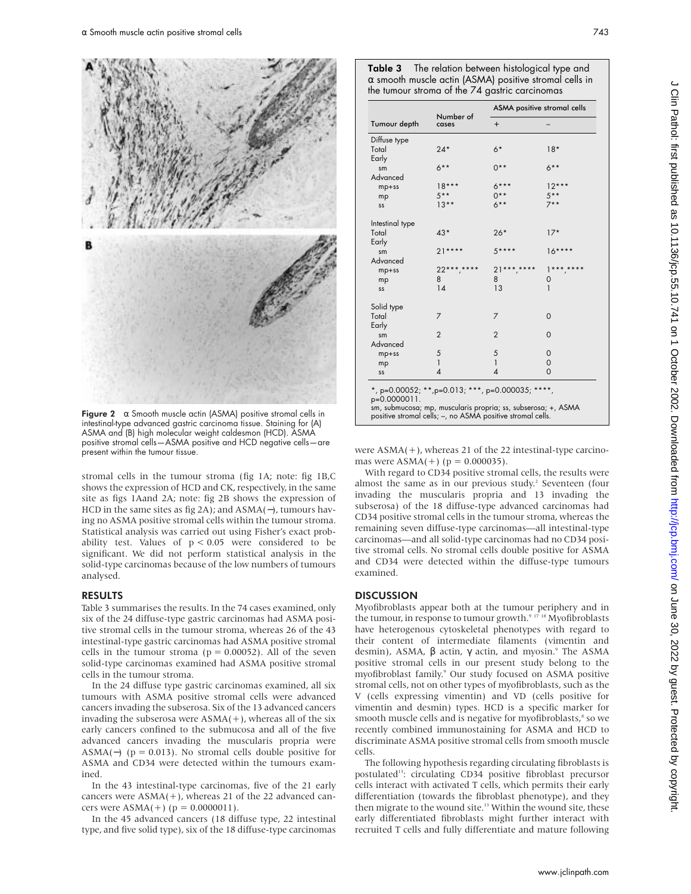Figure 2 α Smooth muscle actin (ASMA) positive stromal cells in intestinal-type advanced gastric carcinoma tissue. Staining for (A) ASMA and (B) high molecular weight caldesmon (HCD). ASMA positive stromal cells—ASMA positive and HCD negative cells—are present within the tumour tissue.

stromal cells in the tumour stroma (fig 1A; note: fig 1B,C shows the expression of HCD and CK, respectively, in the same site as figs 1Aand 2A; note: fig 2B shows the expression of HCD in the same sites as fig 2A); and ASMA(−), tumours having no ASMA positive stromal cells within the tumour stroma. Statistical analysis was carried out using Fisher's exact probability test. Values of $p < 0.05$ were considered to be significant. We did not perform statistical analysis in the solid-type carcinomas because of the low numbers of tumours analysed.

## RESULTS

Table 3 summarises the results. In the 74 cases examined, only six of the 24 diffuse-type gastric carcinomas had ASMA positive stromal cells in the tumour stroma, whereas 26 of the 43 intestinal-type gastric carcinomas had ASMA positive stromal cells in the tumour stroma ($p = 0.00052$). All of the seven solid-type carcinomas examined had ASMA positive stromal cells in the tumour stroma.

In the 24 diffuse type gastric carcinomas examined, all six tumours with ASMA positive stromal cells were advanced cancers invading the subserosa. Six of the 13 advanced cancers invading the subserosa were ASMA(+), whereas all of the six early cancers confined to the submucosa and all of the five advanced cancers invading the muscularis propria were ASMA(−) ($p = 0.013$). No stromal cells double positive for ASMA and CD34 were detected within the tumours examined.

In the 43 intestinal-type carcinomas, five of the 21 early cancers were ASMA(+), whereas 21 of the 22 advanced cancers were ASMA(+) ($p = 0.0000011$).

In the 45 advanced cancers (18 diffuse type, 22 intestinal type, and five solid type), six of the 18 diffuse-type carcinomas were ASMA(+), whereas 21 of the 22 intestinal-type carcinomas were ASMA(+) ($p = 0.000035$).

With regard to CD34 positive stromal cells, the results were almost the same as in our previous study.[2] Seventeen (four invading the muscularis propria and 13 invading the subserosa) of the 18 diffuse-type advanced carcinomas had CD34 positive stromal cells in the tumour stroma, whereas the remaining seven diffuse-type carcinomas—all intestinal-type carcinomas—and all solid-type carcinomas had no CD34 positive stromal cells. No stromal cells double positive for ASMA and CD34 were detected within the diffuse-type tumours examined.

**Table 3** The relation between histological type and α smooth muscle actin (ASMA) positive stromal cells in the tumour stroma of the 74 gastric carcinomas

| Tumour depth | Number of cases | ASMA positive stromal cells | |
|---|---|---|---|
| | | + | − |
| Diffuse type | | | |
| Total | 24* | 6* | 18* |
| Early | | | |
| sm | 6** | 0** | 6** |
| Advanced | | | |
| mp+ss | 18*** | 6*** | 12*** |
| mp | 5** | 0** | 5** |
| ss | 13** | 6** | 7** |
| Intestinal type | | | |
| Total | 43* | 26* | 17* |
| Early | | | |
| sm | 21**** | 5**** | 16**** |
| Advanced | | | |
| mp+ss | 22***,**** | 21***,**** | 1***,**** |
| mp | 8 | 8 | 0 |
| ss | 14 | 13 | 1 |
| Solid type | | | |
| Total | 7 | 7 | 0 |
| Early | | | |
| sm | 2 | 2 | 0 |
| Advanced | | | |
| mp+ss | 5 | 5 | 0 |
| mp | 1 | 1 | 0 |
| ss | 4 | 4 | 0 |

*, p=0.00052; **,p=0.013; ***, p=0.000035; ****, p=0.0000011.
sm, submucosa; mp, muscularis propria; ss, subserosa; +, ASMA positive stromal cells; −, no ASMA positive stromal cells.

## DISCUSSION

Myofibroblasts appear both at the tumour periphery and in the tumour, in response to tumour growth.[9 17 18] Myofibroblasts have heterogenous cytoskeletal phenotypes with regard to their content of intermediate filaments (vimentin and desmin), ASMA, β actin, γ actin, and myosin.[9] The ASMA positive stromal cells in our present study belong to the myofibroblast family.[9] Our study focused on ASMA positive stromal cells, not on other types of myofibroblasts, such as the V (cells expressing vimentin) and VD (cells positive for vimentin and desmin) types. HCD is a specific marker for smooth muscle cells and is negative for myofibroblasts,[8] so we recently combined immunostaining for ASMA and HCD to discriminate ASMA positive stromal cells from smooth muscle cells.

The following hypothesis regarding circulating fibroblasts is postulated[13]: circulating CD34 positive fibroblast precursor cells interact with activated T cells, which permits their early differentiation (towards the fibroblast phenotype), and they then migrate to the wound site.[13] Within the wound site, these early differentiated fibroblasts might further interact with recruited T cells and fully differentiate and mature following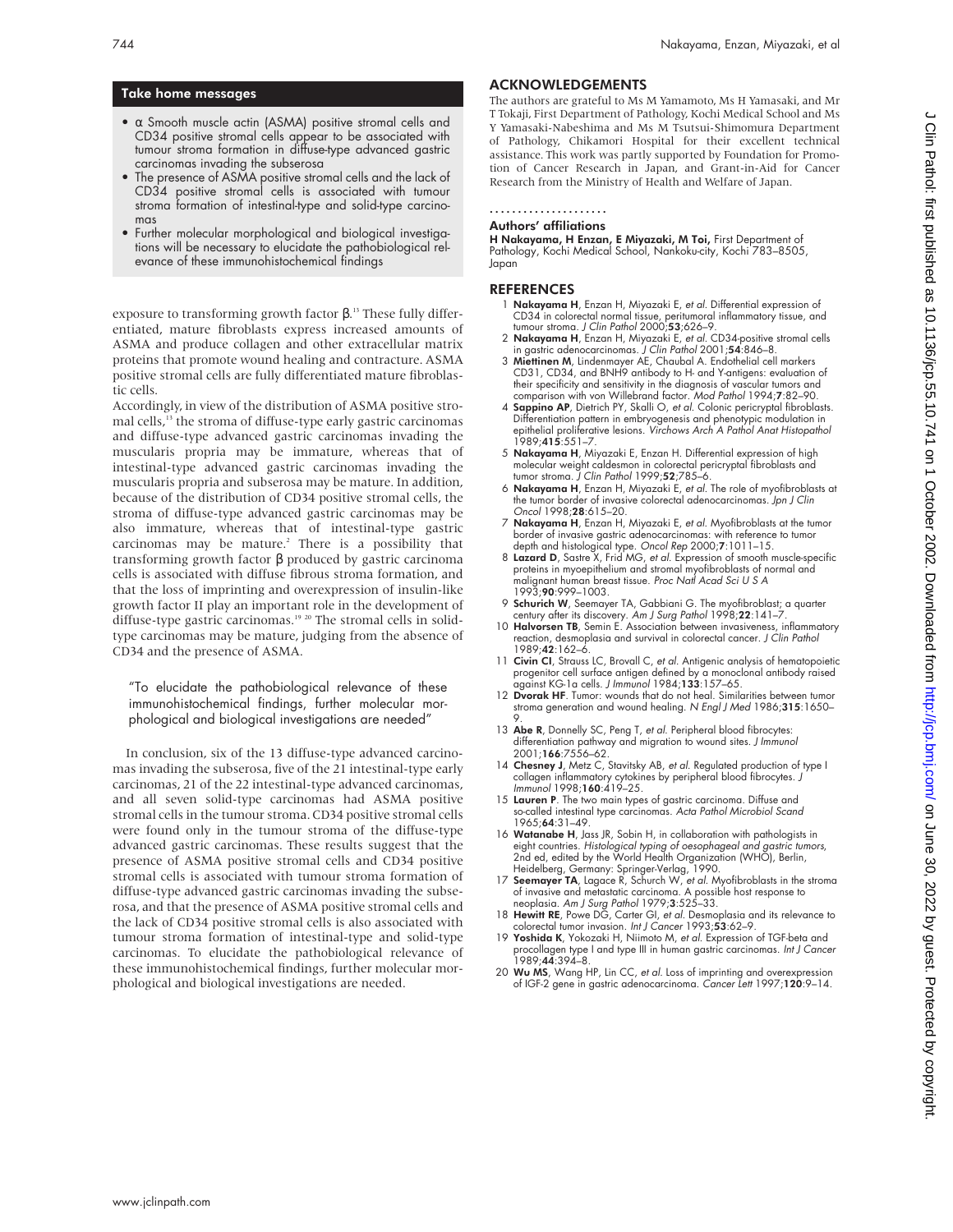## Take home messages

- α Smooth muscle actin (ASMA) positive stromal cells and CD34 positive stromal cells appear to be associated with tumour stroma formation in diffuse-type advanced gastric carcinomas invading the subserosa
- The presence of ASMA positive stromal cells and the lack of CD34 positive stromal cells is associated with tumour stroma formation of intestinal-type and solid-type carcinomas
- Further molecular morphological and biological investigations will be necessary to elucidate the pathobiological relevance of these immunohistochemical findings

exposure to transforming growth factor β.[13] These fully differentiated, mature fibroblasts express increased amounts of ASMA and produce collagen and other extracellular matrix proteins that promote wound healing and contracture. ASMA positive stromal cells are fully differentiated mature fibroblastic cells.

Accordingly, in view of the distribution of ASMA positive stromal cells,[13] the stroma of diffuse-type early gastric carcinomas and diffuse-type advanced gastric carcinomas invading the muscularis propria may be immature, whereas that of intestinal-type advanced gastric carcinomas invading the muscularis propria and subserosa may be mature. In addition, because of the distribution of CD34 positive stromal cells, the stroma of diffuse-type advanced gastric carcinomas may be also immature, whereas that of intestinal-type gastric carcinomas may be mature.[2] There is a possibility that transforming growth factor β produced by gastric carcinoma cells is associated with diffuse fibrous stroma formation, and that the loss of imprinting and overexpression of insulin-like growth factor II play an important role in the development of diffuse-type gastric carcinomas.[19 20] The stromal cells in solid-type carcinomas may be mature, judging from the absence of CD34 and the presence of ASMA.

> "To elucidate the pathobiological relevance of these immunohistochemical findings, further molecular morphological and biological investigations are needed"

In conclusion, six of the 13 diffuse-type advanced carcinomas invading the subserosa, five of the 21 intestinal-type early carcinomas, 21 of the 22 intestinal-type advanced carcinomas, and all seven solid-type carcinomas had ASMA positive stromal cells in the tumour stroma. CD34 positive stromal cells were found only in the tumour stroma of the diffuse-type advanced gastric carcinomas. These results suggest that the presence of ASMA positive stromal cells and CD34 positive stromal cells is associated with tumour stroma formation of diffuse-type advanced gastric carcinomas invading the subserosa, and that the presence of ASMA positive stromal cells and the lack of CD34 positive stromal cells is also associated with tumour stroma formation of intestinal-type and solid-type carcinomas. To elucidate the pathobiological relevance of these immunohistochemical findings, further molecular morphological and biological investigations are needed.

## ACKNOWLEDGEMENTS

The authors are grateful to Ms M Yamamoto, Ms H Yamasaki, and Mr T Tokaji, First Department of Pathology, Kochi Medical School and Ms Y Yamasaki-Nabeshima and Ms M Tsutsui-Shimomura Department of Pathology, Chikamori Hospital for their excellent technical assistance. This work was partly supported by Foundation for Promotion of Cancer Research in Japan, and Grant-in-Aid for Cancer Research from the Ministry of Health and Welfare of Japan.

### Authors' affiliations

**H Nakayama, H Enzan, E Miyazaki, M Toi,** First Department of Pathology, Kochi Medical School, Nankoku-city, Kochi 783–8505, Japan

## REFERENCES

1. **Nakayama H**, Enzan H, Miyazaki E, *et al*. Differential expression of CD34 in colorectal normal tissue, peritumoral inflammatory tissue, and tumour stroma. *J Clin Pathol* 2000;**53**:626–9.
2. **Nakayama H**, Enzan H, Miyazaki E, *et al*. CD34-positive stromal cells in gastric adenocarcinomas. *J Clin Pathol* 2001;**54**:846–8.
3. **Miettinen M**, Lindenmayer AE, Chaubal A. Endothelial cell markers CD31, CD34, and BNH9 antibody to H- and Y-antigens: evaluation of their specificity and sensitivity in the diagnosis of vascular tumors and comparison with von Willebrand factor. *Mod Pathol* 1994;**7**:82–90.
4. **Sappino AP**, Dietrich PY, Skalli O, *et al*. Colonic pericryptal fibroblasts. Differentiation pattern in embryogenesis and phenotypic modulation in epithelial proliferative lesions. *Virchows Arch A Pathol Anat Histopathol* 1989;**415**:551–7.
5. **Nakayama H**, Miyazaki E, Enzan H. Differential expression of high molecular weight caldesmon in colorectal pericryptal fibroblasts and tumor stroma. *J Clin Pathol* 1999;**52**:785–6.
6. **Nakayama H**, Enzan H, Miyazaki E, *et al*. The role of myofibroblasts at the tumor border of invasive colorectal adenocarcinomas. *Jpn J Clin Oncol* 1998;**28**:615–20.
7. **Nakayama H**, Enzan H, Miyazaki E, *et al*. Myofibroblasts at the tumor border of invasive gastric adenocarcinomas: with reference to tumor depth and histological type. *Oncol Rep* 2000;**7**:1011–15.
8. **Lazard D**, Sastre X, Frid MG, *et al*. Expression of smooth muscle-specific proteins in myoepithelium and stromal myofibroblasts of normal and malignant human breast tissue. *Proc Natl Acad Sci U S A* 1993;**90**:999–1003.
9. **Schurich W**, Seemayer TA, Gabbiani G. The myofibroblast; a quarter century after its discovery. *Am J Surg Pathol* 1998;**22**:141–7.
10. **Halvorsen TB**, Semin E. Association between invasiveness, inflammatory reaction, desmoplasia and survival in colorectal cancer. *J Clin Pathol* 1989;**42**:162–6.
11. **Civin CI**, Strauss LC, Brovall C, *et al*. Antigenic analysis of hematopoietic progenitor cell surface antigen defined by a monoclonal antibody raised against KG-1a cells. *J Immunol* 1984;**133**:157–65.
12. **Dvorak HF**. Tumor: wounds that do not heal. Similarities between tumor stroma generation and wound healing. *N Engl J Med* 1986;**315**:1650–9.
13. **Abe R**, Donnelly SC, Peng T, *et al*. Peripheral blood fibrocytes: differentiation pathway and migration to wound sites. *J Immunol* 2001;**166**:7556–62.
14. **Chesney J**, Metz C, Stavitsky AB, *et al*. Regulated production of type I collagen inflammatory cytokines by peripheral blood fibrocytes. *J Immunol* 1998;**160**:419–25.
15. **Lauren P**. The two main types of gastric carcinoma. Diffuse and so-called intestinal type carcinomas. *Acta Pathol Microbiol Scand* 1965;**64**:31–49.
16. **Watanabe H**, Jass JR, Sobin H, in collaboration with pathologists in eight countries. *Histological typing of oesophageal and gastric tumors*, 2nd ed, edited by the World Health Organization (WHO), Berlin, Heidelberg, Germany: Springer-Verlag, 1990.
17. **Seemayer TA**, Lagace R, Schurch W, *et al*. Myofibroblasts in the stroma of invasive and metastatic carcinoma. A possible host response to neoplasia. *Am J Surg Pathol* 1979;**3**:525–33.
18. **Hewitt RE**, Powe DG, Carter GI, *et al*. Desmoplasia and its relevance to colorectal tumor invasion. *Int J Cancer* 1993;**53**:62–9.
19. **Yoshida K**, Yokozaki H, Niimoto M, *et al*. Expression of TGF-beta and procollagen type I and type III in human gastric carcinomas. *Int J Cancer* 1989;**44**:394–8.
20. **Wu MS**, Wang HP, Lin CC, *et al*. Loss of imprinting and overexpression of IGF-2 gene in gastric adenocarcinoma. *Cancer Lett* 1997;**120**:9–14.